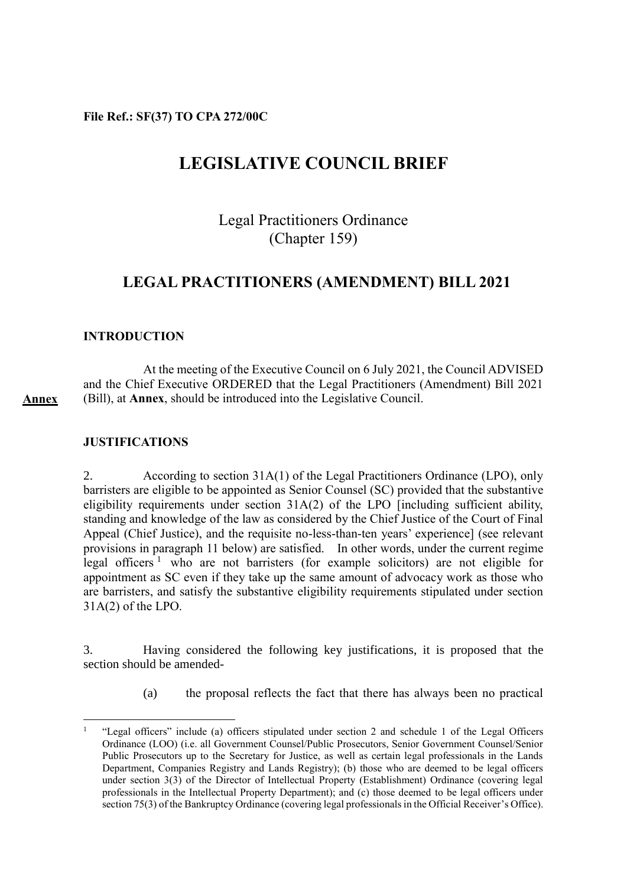**File Ref.: SF(37) TO CPA 272/00C**

# LEGISLATIVE COUNCIL BRIEF

Legal Practitioners Ordinance
(Chapter 159)

## LEGAL PRACTITIONERS (AMENDMENT) BILL 2021

### INTRODUCTION

At the meeting of the Executive Council on 6 July 2021, the Council ADVISED and the Chief Executive ORDERED that the Legal Practitioners (Amendment) Bill 2021 (Bill), at **Annex**, should be introduced into the Legislative Council.

**Annex**

### JUSTIFICATIONS

2. According to section 31A(1) of the Legal Practitioners Ordinance (LPO), only barristers are eligible to be appointed as Senior Counsel (SC) provided that the substantive eligibility requirements under section 31A(2) of the LPO [including sufficient ability, standing and knowledge of the law as considered by the Chief Justice of the Court of Final Appeal (Chief Justice), and the requisite no-less-than-ten years' experience] (see relevant provisions in paragraph 11 below) are satisfied. In other words, under the current regime legal officers [1] who are not barristers (for example solicitors) are not eligible for appointment as SC even if they take up the same amount of advocacy work as those who are barristers, and satisfy the substantive eligibility requirements stipulated under section 31A(2) of the LPO.

3. Having considered the following key justifications, it is proposed that the section should be amended-

(a) the proposal reflects the fact that there has always been no practical

---

[1] "Legal officers" include (a) officers stipulated under section 2 and schedule 1 of the Legal Officers Ordinance (LOO) (i.e. all Government Counsel/Public Prosecutors, Senior Government Counsel/Senior Public Prosecutors up to the Secretary for Justice, as well as certain legal professionals in the Lands Department, Companies Registry and Lands Registry); (b) those who are deemed to be legal officers under section 3(3) of the Director of Intellectual Property (Establishment) Ordinance (covering legal professionals in the Intellectual Property Department); and (c) those deemed to be legal officers under section 75(3) of the Bankruptcy Ordinance (covering legal professionals in the Official Receiver's Office).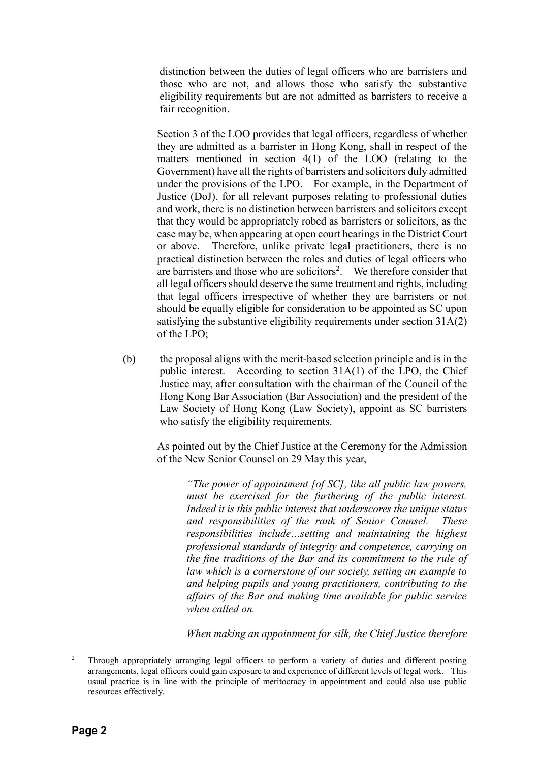distinction between the duties of legal officers who are barristers and those who are not, and allows those who satisfy the substantive eligibility requirements but are not admitted as barristers to receive a fair recognition.

Section 3 of the LOO provides that legal officers, regardless of whether they are admitted as a barrister in Hong Kong, shall in respect of the matters mentioned in section 4(1) of the LOO (relating to the Government) have all the rights of barristers and solicitors duly admitted under the provisions of the LPO. For example, in the Department of Justice (DoJ), for all relevant purposes relating to professional duties and work, there is no distinction between barristers and solicitors except that they would be appropriately robed as barristers or solicitors, as the case may be, when appearing at open court hearings in the District Court or above. Therefore, unlike private legal practitioners, there is no practical distinction between the roles and duties of legal officers who are barristers and those who are solicitors[2]. We therefore consider that all legal officers should deserve the same treatment and rights, including that legal officers irrespective of whether they are barristers or not should be equally eligible for consideration to be appointed as SC upon satisfying the substantive eligibility requirements under section 31A(2) of the LPO;

(b) the proposal aligns with the merit-based selection principle and is in the public interest. According to section 31A(1) of the LPO, the Chief Justice may, after consultation with the chairman of the Council of the Hong Kong Bar Association (Bar Association) and the president of the Law Society of Hong Kong (Law Society), appoint as SC barristers who satisfy the eligibility requirements.

As pointed out by the Chief Justice at the Ceremony for the Admission of the New Senior Counsel on 29 May this year,

> *"The power of appointment [of SC], like all public law powers, must be exercised for the furthering of the public interest. Indeed it is this public interest that underscores the unique status and responsibilities of the rank of Senior Counsel. These responsibilities include…setting and maintaining the highest professional standards of integrity and competence, carrying on the fine traditions of the Bar and its commitment to the rule of law which is a cornerstone of our society, setting an example to and helping pupils and young practitioners, contributing to the affairs of the Bar and making time available for public service when called on.*
>
> *When making an appointment for silk, the Chief Justice therefore*

---

[2] Through appropriately arranging legal officers to perform a variety of duties and different posting arrangements, legal officers could gain exposure to and experience of different levels of legal work. This usual practice is in line with the principle of meritocracy in appointment and could also use public resources effectively.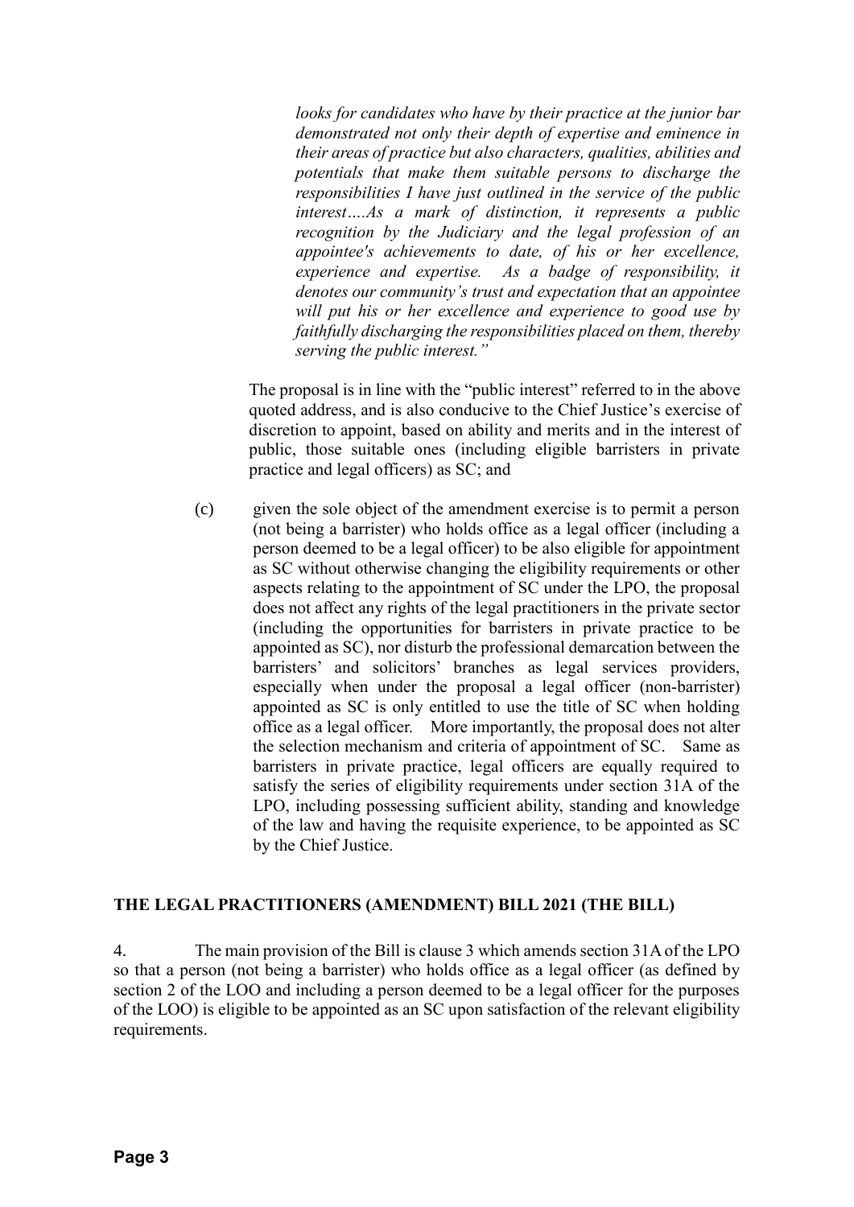*looks for candidates who have by their practice at the junior bar demonstrated not only their depth of expertise and eminence in their areas of practice but also characters, qualities, abilities and potentials that make them suitable persons to discharge the responsibilities I have just outlined in the service of the public interest….As a mark of distinction, it represents a public recognition by the Judiciary and the legal profession of an appointee's achievements to date, of his or her excellence, experience and expertise. As a badge of responsibility, it denotes our community's trust and expectation that an appointee will put his or her excellence and experience to good use by faithfully discharging the responsibilities placed on them, thereby serving the public interest."*

The proposal is in line with the "public interest" referred to in the above quoted address, and is also conducive to the Chief Justice's exercise of discretion to appoint, based on ability and merits and in the interest of public, those suitable ones (including eligible barristers in private practice and legal officers) as SC; and

(c) given the sole object of the amendment exercise is to permit a person (not being a barrister) who holds office as a legal officer (including a person deemed to be a legal officer) to be also eligible for appointment as SC without otherwise changing the eligibility requirements or other aspects relating to the appointment of SC under the LPO, the proposal does not affect any rights of the legal practitioners in the private sector (including the opportunities for barristers in private practice to be appointed as SC), nor disturb the professional demarcation between the barristers' and solicitors' branches as legal services providers, especially when under the proposal a legal officer (non-barrister) appointed as SC is only entitled to use the title of SC when holding office as a legal officer. More importantly, the proposal does not alter the selection mechanism and criteria of appointment of SC. Same as barristers in private practice, legal officers are equally required to satisfy the series of eligibility requirements under section 31A of the LPO, including possessing sufficient ability, standing and knowledge of the law and having the requisite experience, to be appointed as SC by the Chief Justice.

## THE LEGAL PRACTITIONERS (AMENDMENT) BILL 2021 (THE BILL)

4. The main provision of the Bill is clause 3 which amends section 31A of the LPO so that a person (not being a barrister) who holds office as a legal officer (as defined by section 2 of the LOO and including a person deemed to be a legal officer for the purposes of the LOO) is eligible to be appointed as an SC upon satisfaction of the relevant eligibility requirements.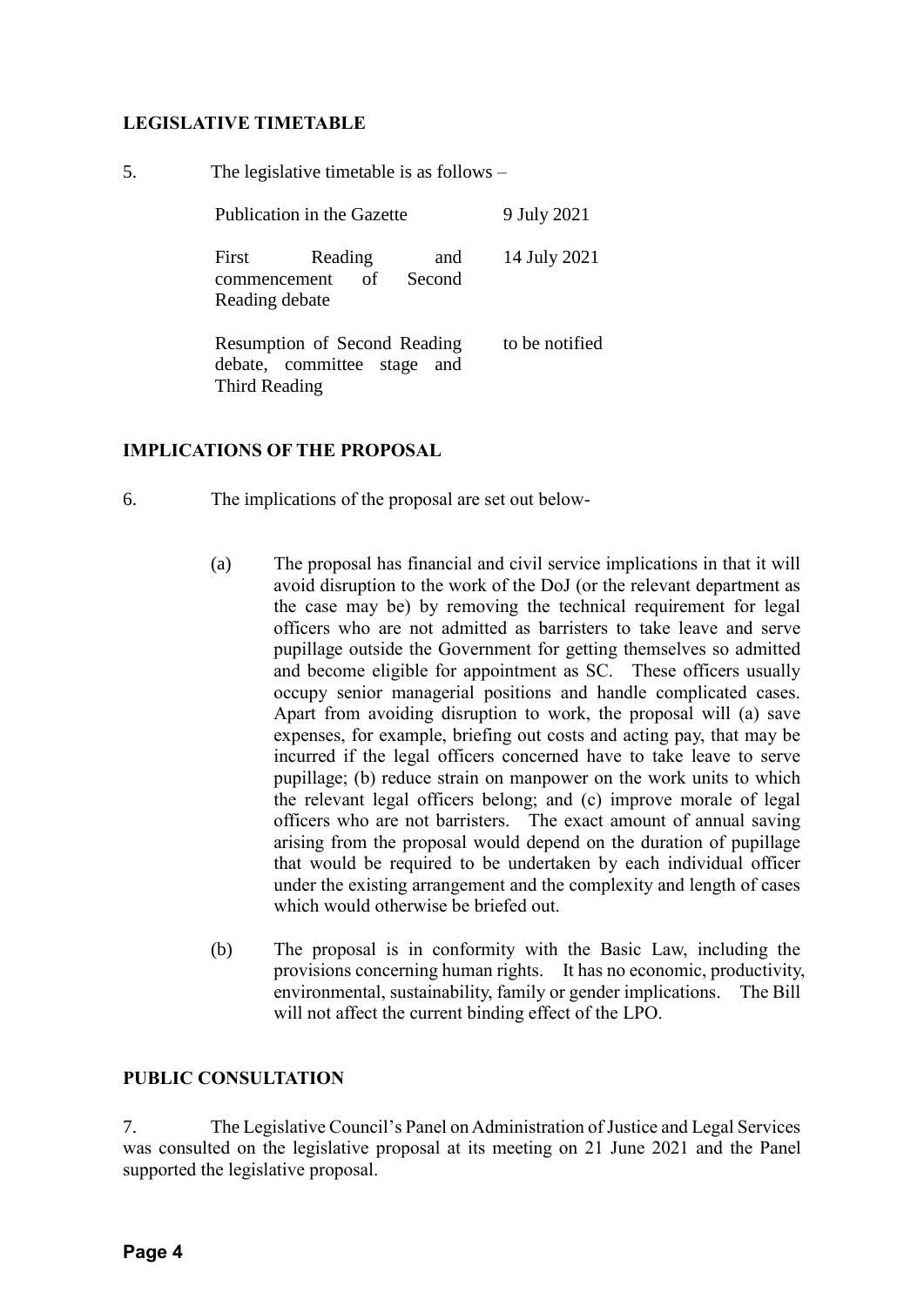## LEGISLATIVE TIMETABLE

5. The legislative timetable is as follows –

| | |
|---|---|
| Publication in the Gazette | 9 July 2021 |
| First Reading and commencement of Second Reading debate | 14 July 2021 |
| Resumption of Second Reading debate, committee stage and Third Reading | to be notified |

## IMPLICATIONS OF THE PROPOSAL

6. The implications of the proposal are set out below-

(a) The proposal has financial and civil service implications in that it will avoid disruption to the work of the DoJ (or the relevant department as the case may be) by removing the technical requirement for legal officers who are not admitted as barristers to take leave and serve pupillage outside the Government for getting themselves so admitted and become eligible for appointment as SC. These officers usually occupy senior managerial positions and handle complicated cases. Apart from avoiding disruption to work, the proposal will (a) save expenses, for example, briefing out costs and acting pay, that may be incurred if the legal officers concerned have to take leave to serve pupillage; (b) reduce strain on manpower on the work units to which the relevant legal officers belong; and (c) improve morale of legal officers who are not barristers. The exact amount of annual saving arising from the proposal would depend on the duration of pupillage that would be required to be undertaken by each individual officer under the existing arrangement and the complexity and length of cases which would otherwise be briefed out.

(b) The proposal is in conformity with the Basic Law, including the provisions concerning human rights. It has no economic, productivity, environmental, sustainability, family or gender implications. The Bill will not affect the current binding effect of the LPO.

## PUBLIC CONSULTATION

7. The Legislative Council's Panel on Administration of Justice and Legal Services was consulted on the legislative proposal at its meeting on 21 June 2021 and the Panel supported the legislative proposal.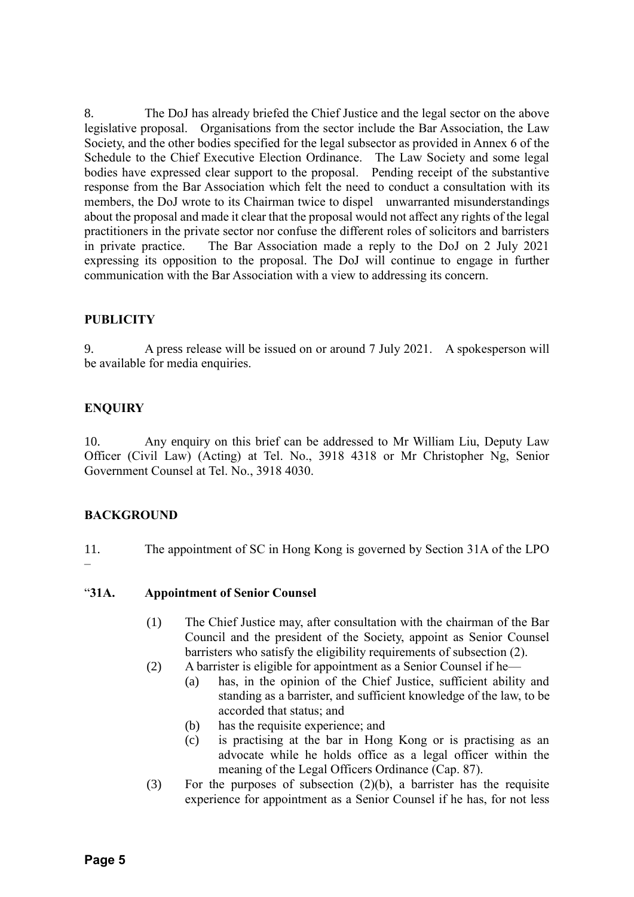8. The DoJ has already briefed the Chief Justice and the legal sector on the above legislative proposal. Organisations from the sector include the Bar Association, the Law Society, and the other bodies specified for the legal subsector as provided in Annex 6 of the Schedule to the Chief Executive Election Ordinance. The Law Society and some legal bodies have expressed clear support to the proposal. Pending receipt of the substantive response from the Bar Association which felt the need to conduct a consultation with its members, the DoJ wrote to its Chairman twice to dispel unwarranted misunderstandings about the proposal and made it clear that the proposal would not affect any rights of the legal practitioners in the private sector nor confuse the different roles of solicitors and barristers in private practice. The Bar Association made a reply to the DoJ on 2 July 2021 expressing its opposition to the proposal. The DoJ will continue to engage in further communication with the Bar Association with a view to addressing its concern.

## PUBLICITY

9. A press release will be issued on or around 7 July 2021. A spokesperson will be available for media enquiries.

## ENQUIRY

10. Any enquiry on this brief can be addressed to Mr William Liu, Deputy Law Officer (Civil Law) (Acting) at Tel. No., 3918 4318 or Mr Christopher Ng, Senior Government Counsel at Tel. No., 3918 4030.

## BACKGROUND

11. The appointment of SC in Hong Kong is governed by Section 31A of the LPO –

"**31A. Appointment of Senior Counsel**

(1) The Chief Justice may, after consultation with the chairman of the Bar Council and the president of the Society, appoint as Senior Counsel barristers who satisfy the eligibility requirements of subsection (2).

(2) A barrister is eligible for appointment as a Senior Counsel if he—
   - (a) has, in the opinion of the Chief Justice, sufficient ability and standing as a barrister, and sufficient knowledge of the law, to be accorded that status; and
   - (b) has the requisite experience; and
   - (c) is practising at the bar in Hong Kong or is practising as an advocate while he holds office as a legal officer within the meaning of the Legal Officers Ordinance (Cap. 87).

(3) For the purposes of subsection (2)(b), a barrister has the requisite experience for appointment as a Senior Counsel if he has, for not less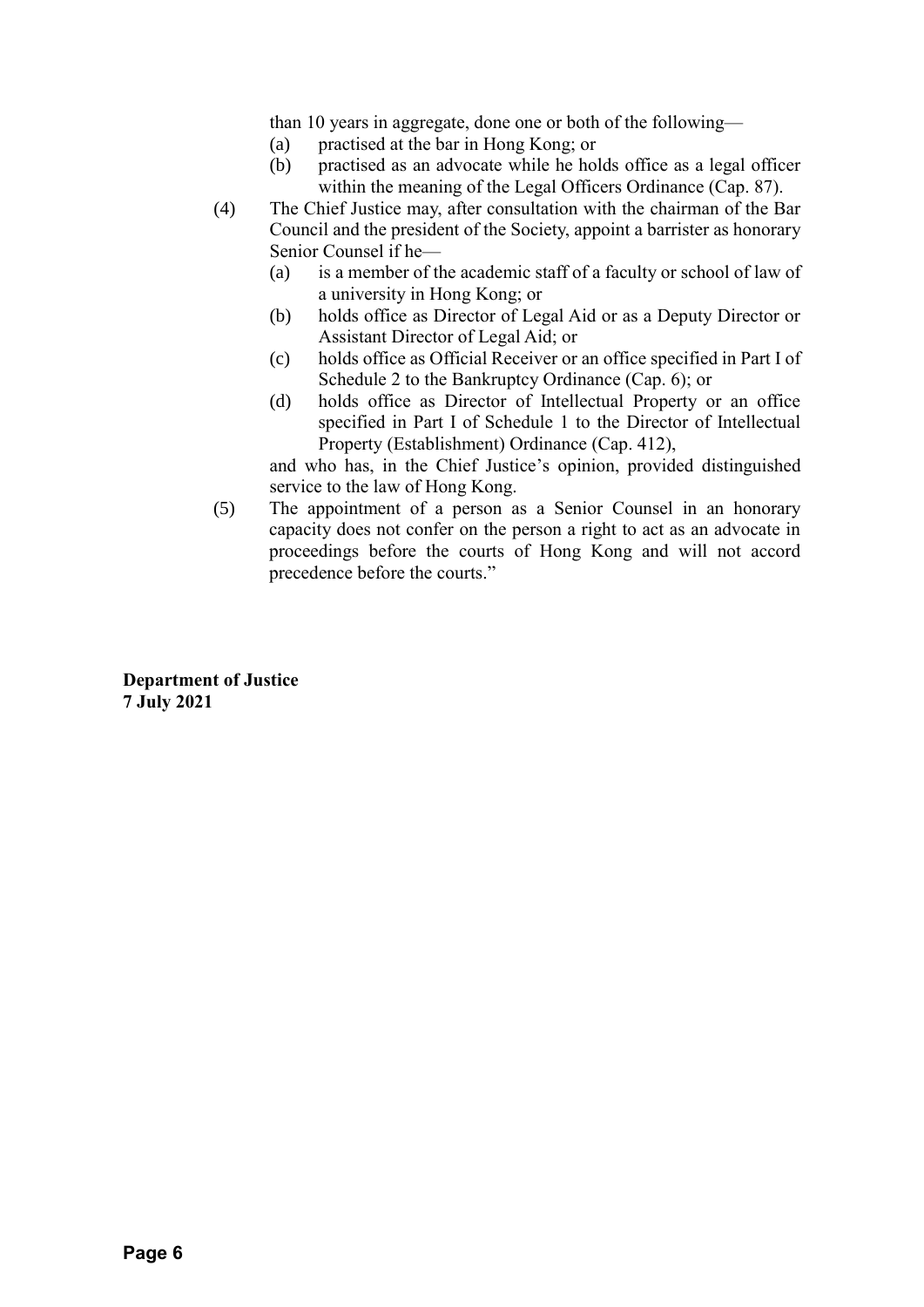than 10 years in aggregate, done one or both of the following—

   (a) practised at the bar in Hong Kong; or
   (b) practised as an advocate while he holds office as a legal officer within the meaning of the Legal Officers Ordinance (Cap. 87).

(4) The Chief Justice may, after consultation with the chairman of the Bar Council and the president of the Society, appoint a barrister as honorary Senior Counsel if he—

   (a) is a member of the academic staff of a faculty or school of law of a university in Hong Kong; or
   (b) holds office as Director of Legal Aid or as a Deputy Director or Assistant Director of Legal Aid; or
   (c) holds office as Official Receiver or an office specified in Part I of Schedule 2 to the Bankruptcy Ordinance (Cap. 6); or
   (d) holds office as Director of Intellectual Property or an office specified in Part I of Schedule 1 to the Director of Intellectual Property (Establishment) Ordinance (Cap. 412),

   and who has, in the Chief Justice's opinion, provided distinguished service to the law of Hong Kong.

(5) The appointment of a person as a Senior Counsel in an honorary capacity does not confer on the person a right to act as an advocate in proceedings before the courts of Hong Kong and will not accord precedence before the courts."

**Department of Justice**
**7 July 2021**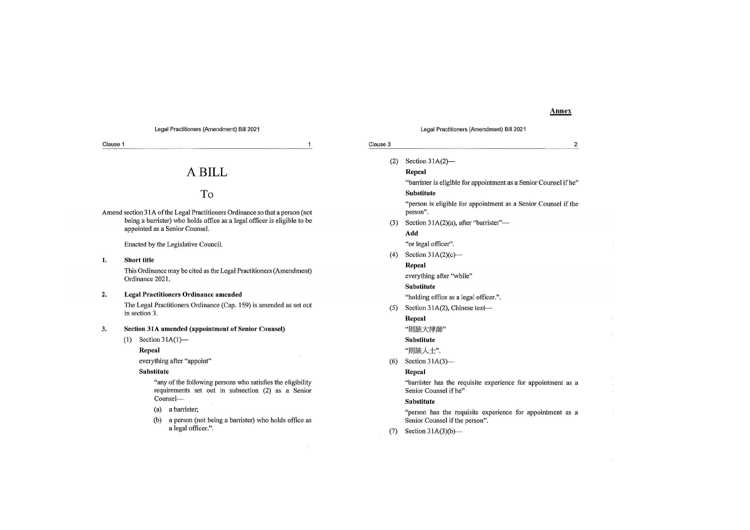**Annex**

# A BILL

## To

Amend section 31A of the Legal Practitioners Ordinance so that a person (not being a barrister) who holds office as a legal officer is eligible to be appointed as a Senior Counsel.

Enacted by the Legislative Council.

**1. Short title**

This Ordinance may be cited as the Legal Practitioners (Amendment) Ordinance 2021.

**2. Legal Practitioners Ordinance amended**

The Legal Practitioners Ordinance (Cap. 159) is amended as set out in section 3.

**3. Section 31A amended (appointment of Senior Counsel)**

(1) Section 31A(1)—

**Repeal**

everything after "appoint"

**Substitute**

"any of the following persons who satisfies the eligibility requirements set out in subsection (2) as a Senior Counsel—

(a) a barrister;

(b) a person (not being a barrister) who holds office as a legal officer.".

(2) Section 31A(2)—

**Repeal**

"barrister is eligible for appointment as a Senior Counsel if he"

**Substitute**

"person is eligible for appointment as a Senior Counsel if the person".

(3) Section 31A(2)(a), after "barrister"—

**Add**

"or legal officer".

(4) Section 31A(2)(c)—

**Repeal**

everything after "while"

**Substitute**

"holding office as a legal officer.".

(5) Section 31A(2), Chinese text—

**Repeal**

"則該大律師"

**Substitute**

"則該人士".

(6) Section 31A(3)—

**Repeal**

"barrister has the requisite experience for appointment as a Senior Counsel if he"

**Substitute**

"person has the requisite experience for appointment as a Senior Counsel if the person".

(7) Section 31A(3)(b)—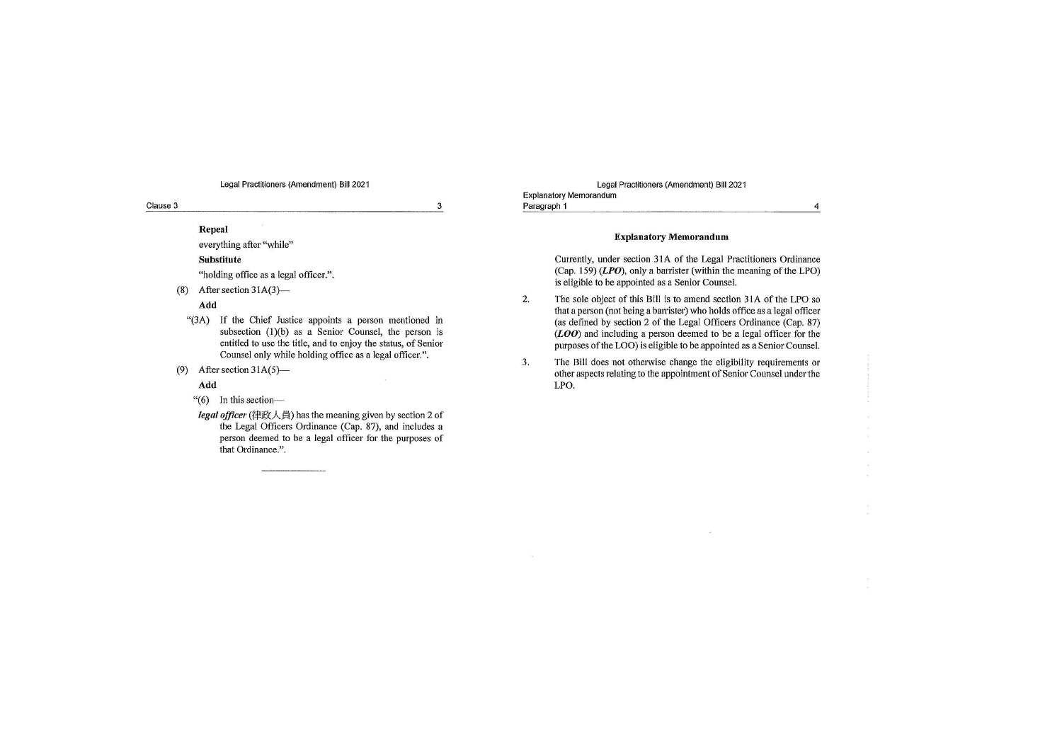**Repeal**

everything after "while"

**Substitute**

"holding office as a legal officer.".

(8) After section 31A(3)—

**Add**

"(3A) If the Chief Justice appoints a person mentioned in subsection (1)(b) as a Senior Counsel, the person is entitled to use the title, and to enjoy the status, of Senior Counsel only while holding office as a legal officer.".

(9) After section 31A(5)—

**Add**

"(6) In this section—

***legal officer*** (**律政人員**) has the meaning given by section 2 of the Legal Officers Ordinance (Cap. 87), and includes a person deemed to be a legal officer for the purposes of that Ordinance.".

---

## Explanatory Memorandum

Currently, under section 31A of the Legal Practitioners Ordinance (Cap. 159) (***LPO***), only a barrister (within the meaning of the LPO) is eligible to be appointed as a Senior Counsel.

2. The sole object of this Bill is to amend section 31A of the LPO so that a person (not being a barrister) who holds office as a legal officer (as defined by section 2 of the Legal Officers Ordinance (Cap. 87) (***LOO***) and including a person deemed to be a legal officer for the purposes of the LOO) is eligible to be appointed as a Senior Counsel.

3. The Bill does not otherwise change the eligibility requirements or other aspects relating to the appointment of Senior Counsel under the LPO.